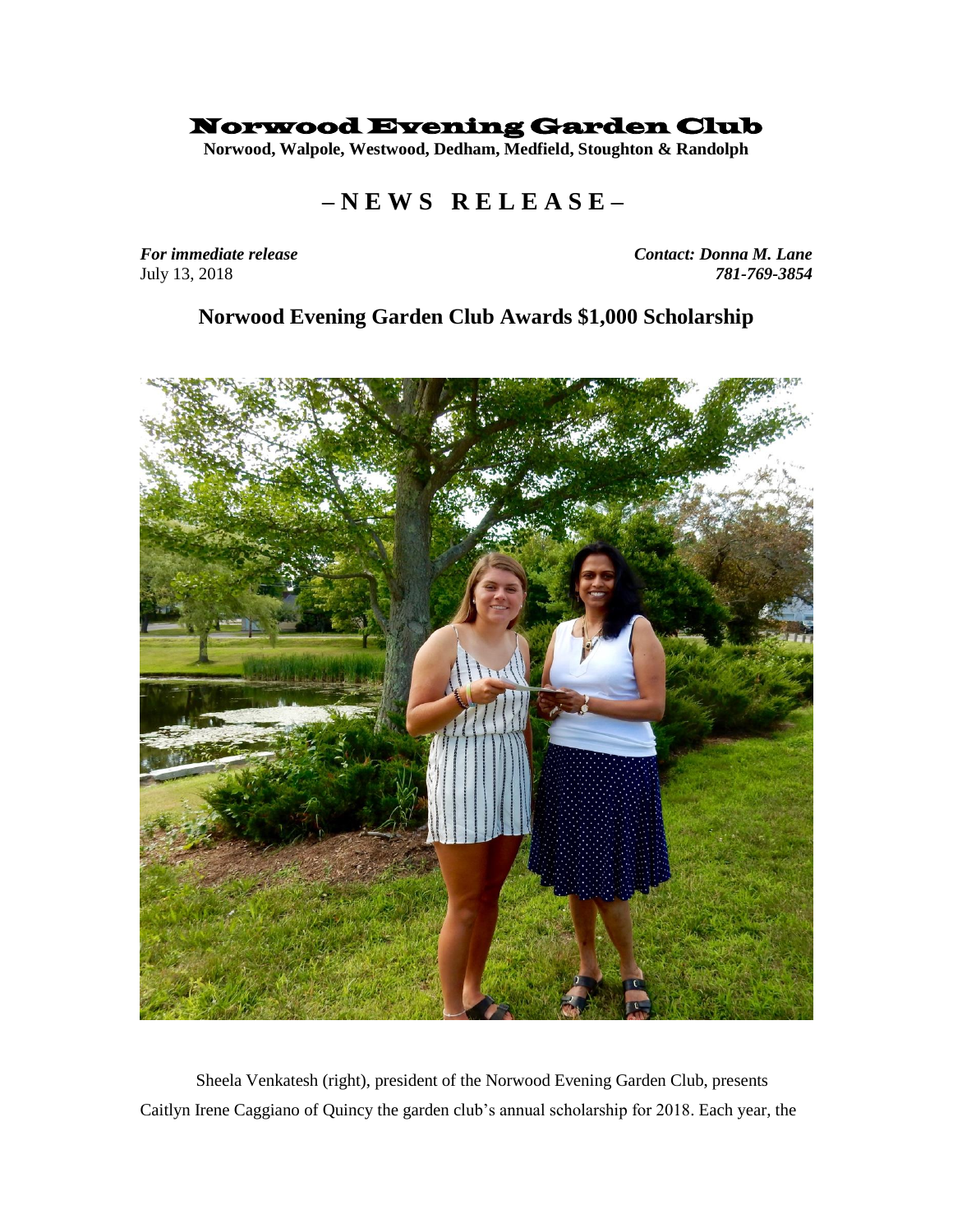# Norwood Evening Garden Club

**Norwood, Walpole, Westwood, Dedham, Medfield, Stoughton & Randolph**

## – N E W S  R E L E A S E –

***For immediate release***
July 13, 2018

***Contact: Donna M. Lane***
***781-769-3854***

## Norwood Evening Garden Club Awards $1,000 Scholarship

Sheela Venkatesh (right), president of the Norwood Evening Garden Club, presents Caitlyn Irene Caggiano of Quincy the garden club's annual scholarship for 2018. Each year, the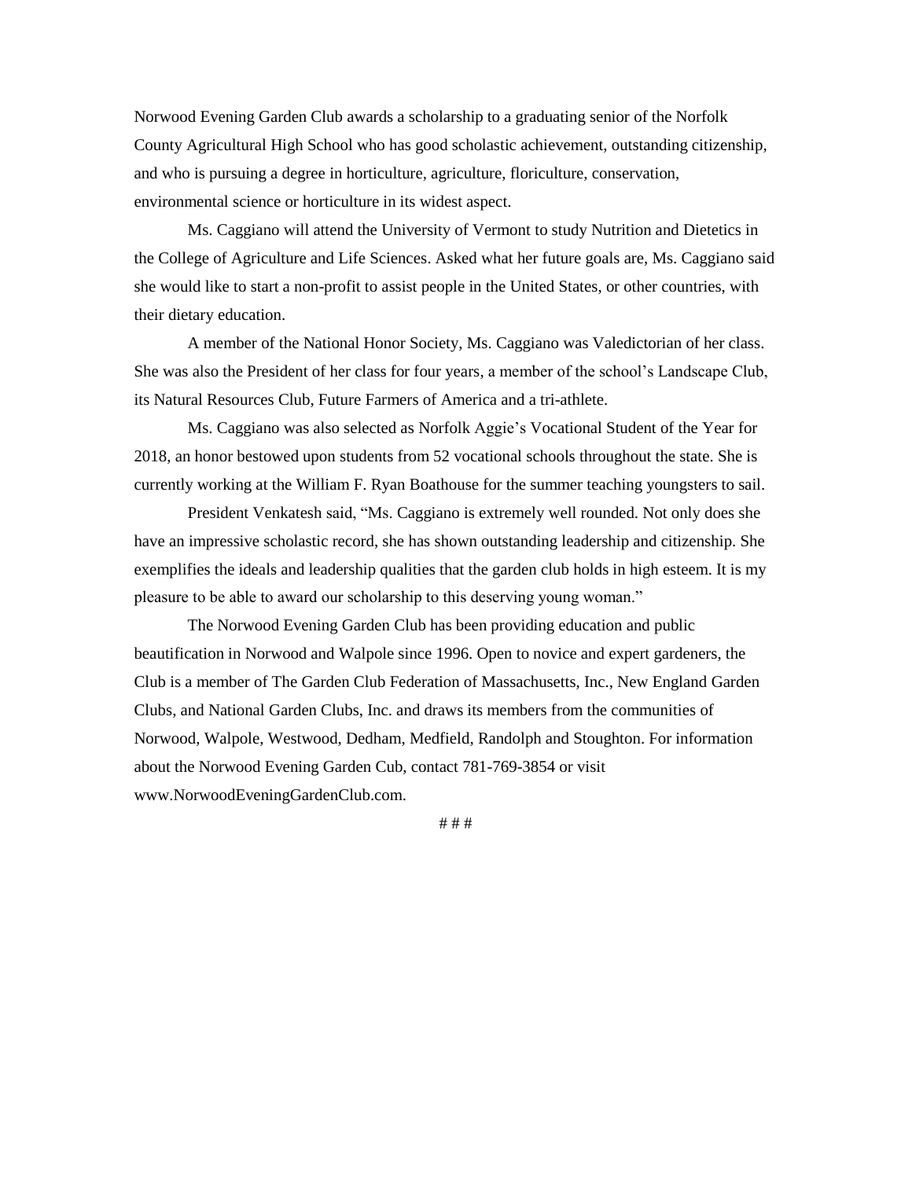Norwood Evening Garden Club awards a scholarship to a graduating senior of the Norfolk County Agricultural High School who has good scholastic achievement, outstanding citizenship, and who is pursuing a degree in horticulture, agriculture, floriculture, conservation, environmental science or horticulture in its widest aspect.

Ms. Caggiano will attend the University of Vermont to study Nutrition and Dietetics in the College of Agriculture and Life Sciences. Asked what her future goals are, Ms. Caggiano said she would like to start a non-profit to assist people in the United States, or other countries, with their dietary education.

A member of the National Honor Society, Ms. Caggiano was Valedictorian of her class. She was also the President of her class for four years, a member of the school's Landscape Club, its Natural Resources Club, Future Farmers of America and a tri-athlete.

Ms. Caggiano was also selected as Norfolk Aggie's Vocational Student of the Year for 2018, an honor bestowed upon students from 52 vocational schools throughout the state. She is currently working at the William F. Ryan Boathouse for the summer teaching youngsters to sail.

President Venkatesh said, "Ms. Caggiano is extremely well rounded. Not only does she have an impressive scholastic record, she has shown outstanding leadership and citizenship. She exemplifies the ideals and leadership qualities that the garden club holds in high esteem. It is my pleasure to be able to award our scholarship to this deserving young woman."

The Norwood Evening Garden Club has been providing education and public beautification in Norwood and Walpole since 1996. Open to novice and expert gardeners, the Club is a member of The Garden Club Federation of Massachusetts, Inc., New England Garden Clubs, and National Garden Clubs, Inc. and draws its members from the communities of Norwood, Walpole, Westwood, Dedham, Medfield, Randolph and Stoughton. For information about the Norwood Evening Garden Cub, contact 781-769-3854 or visit www.NorwoodEveningGardenClub.com.

# # #